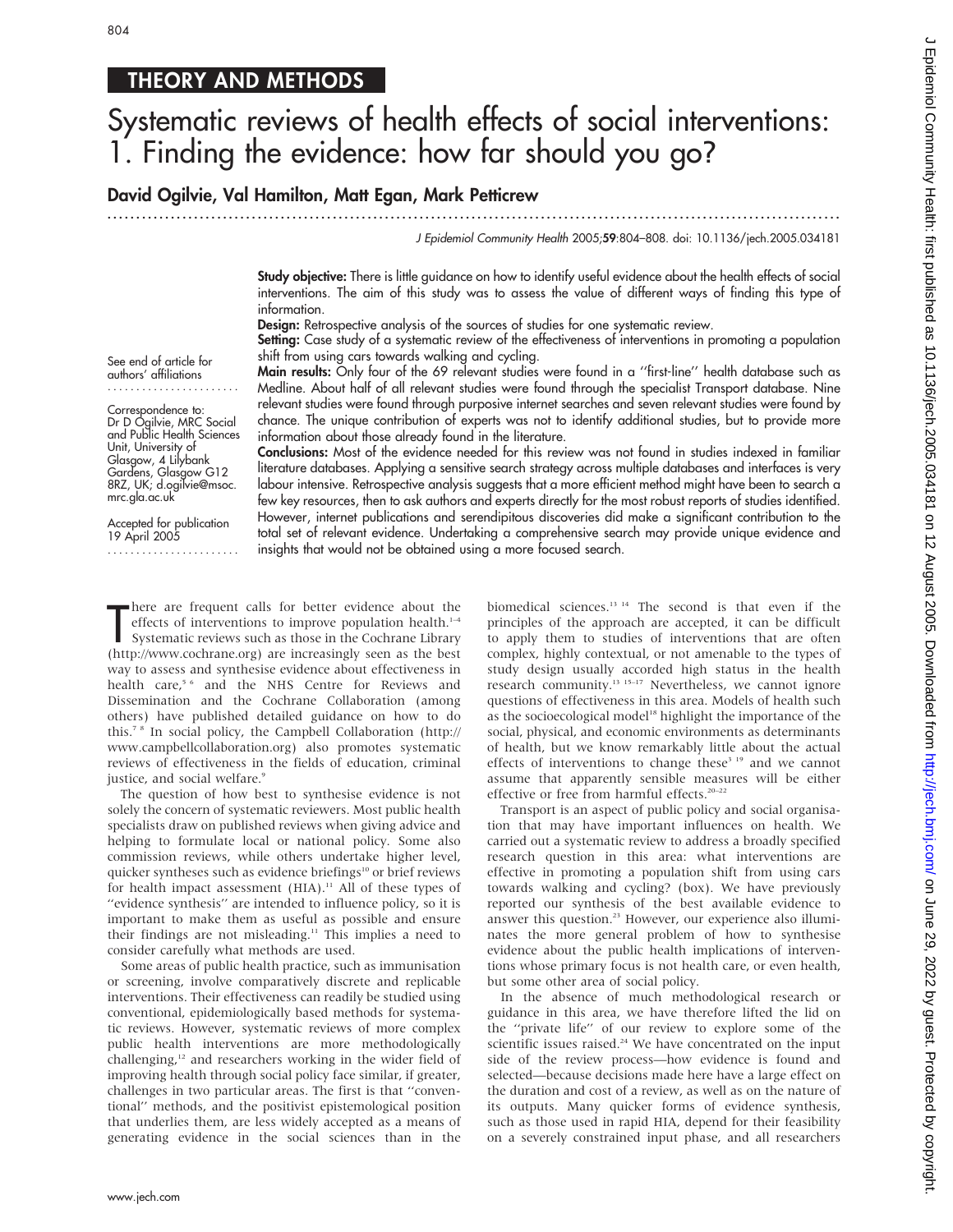# THEORY AND METHODS

# Systematic reviews of health effects of social interventions: 1. Finding the evidence: how far should you go?

**David Ogilvie, Val Hamilton, Matt Egan, Mark Petticrew**

See end of article for authors' affiliations

Correspondence to: Dr D Ogilvie, MRC Social and Public Health Sciences Unit, University of Glasgow, 4 Lilybank Gardens, Glasgow G12 8RZ, UK; d.ogilvie@msoc.mrc.gla.ac.uk

Accepted for publication 19 April 2005

**Study objective:** There is little guidance on how to identify useful evidence about the health effects of social interventions. The aim of this study was to assess the value of different ways of finding this type of information.

**Design:** Retrospective analysis of the sources of studies for one systematic review.

**Setting:** Case study of a systematic review of the effectiveness of interventions in promoting a population shift from using cars towards walking and cycling.

**Main results:** Only four of the 69 relevant studies were found in a "first-line" health database such as Medline. About half of all relevant studies were found through the specialist Transport database. Nine relevant studies were found through purposive internet searches and seven relevant studies were found by chance. The unique contribution of experts was not to identify additional studies, but to provide more information about those already found in the literature.

**Conclusions:** Most of the evidence needed for this review was not found in studies indexed in familiar literature databases. Applying a sensitive search strategy across multiple databases and interfaces is very labour intensive. Retrospective analysis suggests that a more efficient method might have been to search a few key resources, then to ask authors and experts directly for the most robust reports of studies identified. However, internet publications and serendipitous discoveries did make a significant contribution to the total set of relevant evidence. Undertaking a comprehensive search may provide unique evidence and insights that would not be obtained using a more focused search.

There are frequent calls for better evidence about the effects of interventions to improve population health.[1–4] Systematic reviews such as those in the Cochrane Library (http://www.cochrane.org) are increasingly seen as the best way to assess and synthesise evidence about effectiveness in health care,[5 6] and the NHS Centre for Reviews and Dissemination and the Cochrane Collaboration (among others) have published detailed guidance on how to do this.[7 8] In social policy, the Campbell Collaboration (http://www.campbellcollaboration.org) also promotes systematic reviews of effectiveness in the fields of education, criminal justice, and social welfare.[9]

The question of how best to synthesise evidence is not solely the concern of systematic reviewers. Most public health specialists draw on published reviews when giving advice and helping to formulate local or national policy. Some also commission reviews, while others undertake higher level, quicker syntheses such as evidence briefings[10] or brief reviews for health impact assessment (HIA).[11] All of these types of "evidence synthesis" are intended to influence policy, so it is important to make them as useful as possible and ensure their findings are not misleading.[11] This implies a need to consider carefully what methods are used.

Some areas of public health practice, such as immunisation or screening, involve comparatively discrete and replicable interventions. Their effectiveness can readily be studied using conventional, epidemiologically based methods for systematic reviews. However, systematic reviews of more complex public health interventions are more methodologically challenging,[12] and researchers working in the wider field of improving health through social policy face similar, if greater, challenges in two particular areas. The first is that "conventional" methods, and the positivist epistemological position that underlies them, are less widely accepted as a means of generating evidence in the social sciences than in the biomedical sciences.[13 14] The second is that even if the principles of the approach are accepted, it can be difficult to apply them to studies of interventions that are often complex, highly contextual, or not amenable to the types of study design usually accorded high status in the health research community.[13 15–17] Nevertheless, we cannot ignore questions of effectiveness in this area. Models of health such as the socioecological model[18] highlight the importance of the social, physical, and economic environments as determinants of health, but we know remarkably little about the actual effects of interventions to change these[3 19] and we cannot assume that apparently sensible measures will be either effective or free from harmful effects.[20–22]

Transport is an aspect of public policy and social organisation that may have important influences on health. We carried out a systematic review to address a broadly specified research question in this area: what interventions are effective in promoting a population shift from using cars towards walking and cycling? (box). We have previously reported our synthesis of the best available evidence to answer this question.[23] However, our experience also illuminates the more general problem of how to synthesise evidence about the public health implications of interventions whose primary focus is not health care, or even health, but some other area of social policy.

In the absence of much methodological research or guidance in this area, we have therefore lifted the lid on the "private life" of our review to explore some of the scientific issues raised.[24] We have concentrated on the input side of the review process—how evidence is found and selected—because decisions made here have a large effect on the duration and cost of a review, as well as on the nature of its outputs. Many quicker forms of evidence synthesis, such as those used in rapid HIA, depend for their feasibility on a severely constrained input phase, and all researchers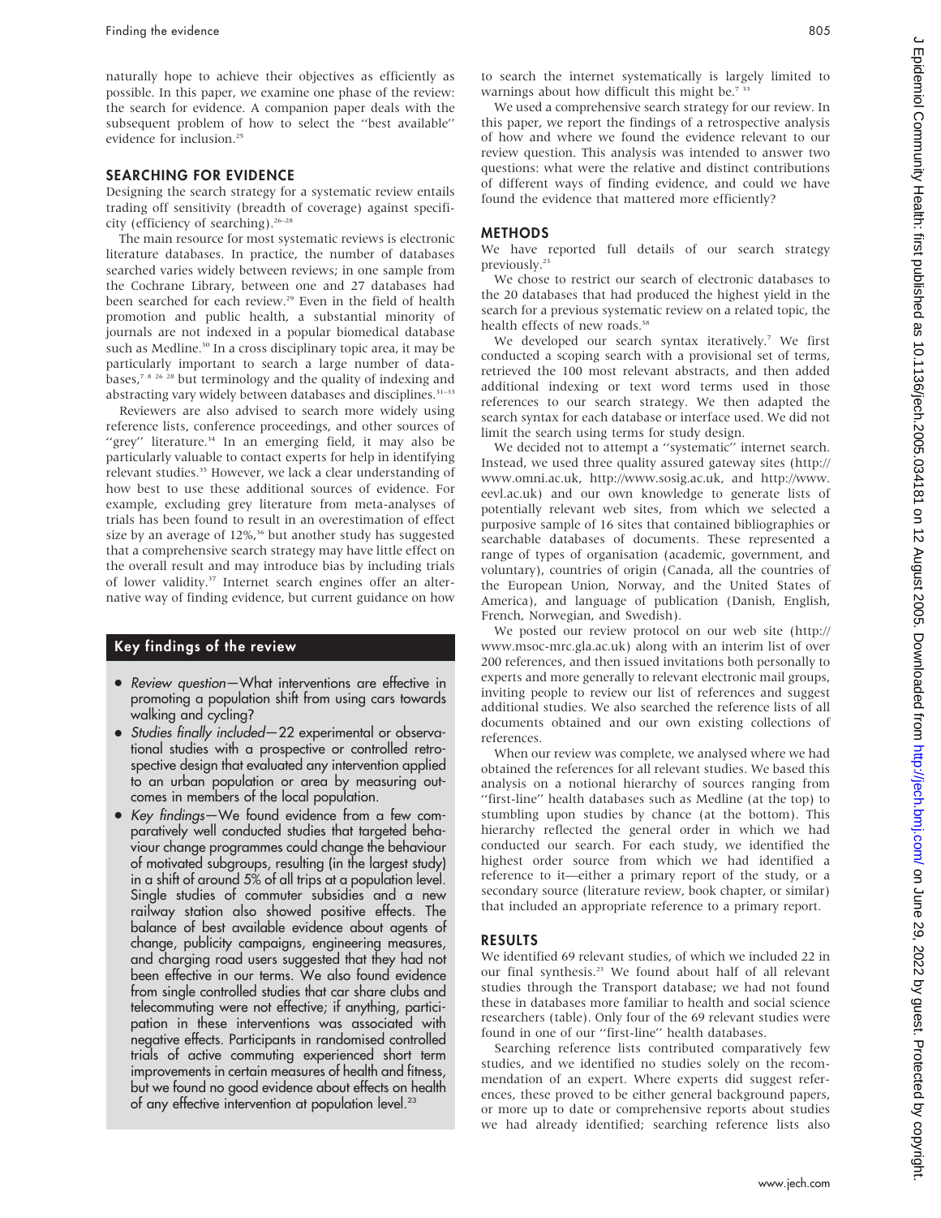naturally hope to achieve their objectives as efficiently as possible. In this paper, we examine one phase of the review: the search for evidence. A companion paper deals with the subsequent problem of how to select the ''best available'' evidence for inclusion.[25]

## SEARCHING FOR EVIDENCE

Designing the search strategy for a systematic review entails trading off sensitivity (breadth of coverage) against specificity (efficiency of searching).[26–28]

The main resource for most systematic reviews is electronic literature databases. In practice, the number of databases searched varies widely between reviews; in one sample from the Cochrane Library, between one and 27 databases had been searched for each review.[29] Even in the field of health promotion and public health, a substantial minority of journals are not indexed in a popular biomedical database such as Medline.[30] In a cross disciplinary topic area, it may be particularly important to search a large number of databases,[7 8 26 28] but terminology and the quality of indexing and abstracting vary widely between databases and disciplines.[31–33]

Reviewers are also advised to search more widely using reference lists, conference proceedings, and other sources of ''grey'' literature.[34] In an emerging field, it may also be particularly valuable to contact experts for help in identifying relevant studies.[35] However, we lack a clear understanding of how best to use these additional sources of evidence. For example, excluding grey literature from meta-analyses of trials has been found to result in an overestimation of effect size by an average of 12%,[36] but another study has suggested that a comprehensive search strategy may have little effect on the overall result and may introduce bias by including trials of lower validity.[37] Internet search engines offer an alternative way of finding evidence, but current guidance on how to search the internet systematically is largely limited to warnings about how difficult this might be.[7 33]

We used a comprehensive search strategy for our review. In this paper, we report the findings of a retrospective analysis of how and where we found the evidence relevant to our review question. This analysis was intended to answer two questions: what were the relative and distinct contributions of different ways of finding evidence, and could we have found the evidence that mattered more efficiently?

### Key findings of the review

- *Review question*—What interventions are effective in promoting a population shift from using cars towards walking and cycling?
- *Studies finally included*—22 experimental or observational studies with a prospective or controlled retrospective design that evaluated any intervention applied to an urban population or area by measuring outcomes in members of the local population.
- *Key findings*—We found evidence from a few comparatively well conducted studies that targeted behaviour change programmes could change the behaviour of motivated subgroups, resulting (in the largest study) in a shift of around 5% of all trips at a population level. Single studies of commuter subsidies and a new railway station also showed positive effects. The balance of best available evidence about agents of change, publicity campaigns, engineering measures, and charging road users suggested that they had not been effective in our terms. We also found evidence from single controlled studies that car share clubs and telecommuting were not effective; if anything, participation in these interventions was associated with negative effects. Participants in randomised controlled trials of active commuting experienced short term improvements in certain measures of health and fitness, but we found no good evidence about effects on health of any effective intervention at population level.[23]

## METHODS

We have reported full details of our search strategy previously.[23]

We chose to restrict our search of electronic databases to the 20 databases that had produced the highest yield in the search for a previous systematic review on a related topic, the health effects of new roads.[38]

We developed our search syntax iteratively.[7] We first conducted a scoping search with a provisional set of terms, retrieved the 100 most relevant abstracts, and then added additional indexing or text word terms used in those references to our search strategy. We then adapted the search syntax for each database or interface used. We did not limit the search using terms for study design.

We decided not to attempt a ''systematic'' internet search. Instead, we used three quality assured gateway sites (http://www.omni.ac.uk, http://www.sosig.ac.uk, and http://www.eevl.ac.uk) and our own knowledge to generate lists of potentially relevant web sites, from which we selected a purposive sample of 16 sites that contained bibliographies or searchable databases of documents. These represented a range of types of organisation (academic, government, and voluntary), countries of origin (Canada, all the countries of the European Union, Norway, and the United States of America), and language of publication (Danish, English, French, Norwegian, and Swedish).

We posted our review protocol on our web site (http://www.msoc-mrc.gla.ac.uk) along with an interim list of over 200 references, and then issued invitations both personally to experts and more generally to relevant electronic mail groups, inviting people to review our list of references and suggest additional studies. We also searched the reference lists of all documents obtained and our own existing collections of references.

When our review was complete, we analysed where we had obtained the references for all relevant studies. We based this analysis on a notional hierarchy of sources ranging from ''first-line'' health databases such as Medline (at the top) to stumbling upon studies by chance (at the bottom). This hierarchy reflected the general order in which we had conducted our search. For each study, we identified the highest order source from which we had identified a reference to it—either a primary report of the study, or a secondary source (literature review, book chapter, or similar) that included an appropriate reference to a primary report.

## RESULTS

We identified 69 relevant studies, of which we included 22 in our final synthesis.[23] We found about half of all relevant studies through the Transport database; we had not found these in databases more familiar to health and social science researchers (table). Only four of the 69 relevant studies were found in one of our ''first-line'' health databases.

Searching reference lists contributed comparatively few studies, and we identified no studies solely on the recommendation of an expert. Where experts did suggest references, these proved to be either general background papers, or more up to date or comprehensive reports about studies we had already identified; searching reference lists also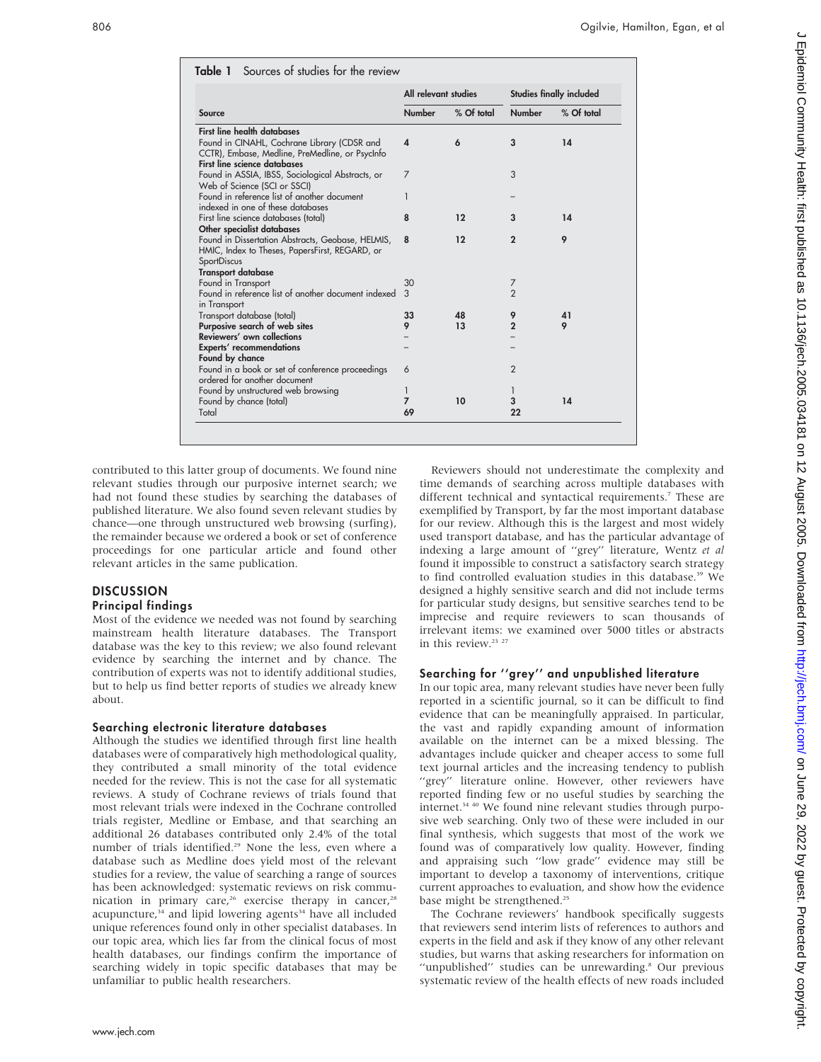**Table 1** Sources of studies for the review

| Source | All relevant studies | | Studies finally included | |
|---|---|---|---|---|
| | Number | % Of total | Number | % Of total |
| **First line health databases** | | | | |
| Found in CINAHL, Cochrane Library (CDSR and CCTR), Embase, Medline, PreMedline, or PsycInfo | **4** | **6** | **3** | **14** |
| **First line science databases** | | | | |
| Found in ASSIA, IBSS, Sociological Abstracts, or Web of Science (SCI or SSCI) | 7 | | 3 | |
| Found in reference list of another document indexed in one of these databases | 1 | | – | |
| First line science databases (total) | **8** | **12** | **3** | **14** |
| **Other specialist databases** | | | | |
| Found in Dissertation Abstracts, Geobase, HELMIS, HMIC, Index to Theses, PapersFirst, REGARD, or SportDiscus | **8** | **12** | **2** | **9** |
| **Transport database** | | | | |
| Found in Transport | 30 | | 7 | |
| Found in reference list of another document indexed in Transport | 3 | | 2 | |
| Transport database (total) | **33** | **48** | **9** | **41** |
| **Purposive search of web sites** | **9** | **13** | **2** | **9** |
| **Reviewers' own collections** | – | | – | |
| **Experts' recommendations** | – | | – | |
| **Found by chance** | | | | |
| Found in a book or set of conference proceedings ordered for another document | 6 | | 2 | |
| Found by unstructured web browsing | 1 | | 1 | |
| Found by chance (total) | **7** | **10** | **3** | **14** |
| Total | **69** | | **22** | |

contributed to this latter group of documents. We found nine relevant studies through our purposive internet search; we had not found these studies by searching the databases of published literature. We also found seven relevant studies by chance—one through unstructured web browsing (surfing), the remainder because we ordered a book or set of conference proceedings for one particular article and found other relevant articles in the same publication.

## DISCUSSION

### Principal findings

Most of the evidence we needed was not found by searching mainstream health literature databases. The Transport database was the key to this review; we also found relevant evidence by searching the internet and by chance. The contribution of experts was not to identify additional studies, but to help us find better reports of studies we already knew about.

### Searching electronic literature databases

Although the studies we identified through first line health databases were of comparatively high methodological quality, they contributed a small minority of the total evidence needed for the review. This is not the case for all systematic reviews. A study of Cochrane reviews of trials found that most relevant trials were indexed in the Cochrane controlled trials register, Medline or Embase, and that searching an additional 26 databases contributed only 2.4% of the total number of trials identified.[29] None the less, even where a database such as Medline does yield most of the relevant studies for a review, the value of searching a range of sources has been acknowledged: systematic reviews on risk communication in primary care,[26] exercise therapy in cancer,[28] acupuncture,[34] and lipid lowering agents[34] have all included unique references found only in other specialist databases. In our topic area, which lies far from the clinical focus of most health databases, our findings confirm the importance of searching widely in topic specific databases that may be unfamiliar to public health researchers.

Reviewers should not underestimate the complexity and time demands of searching across multiple databases with different technical and syntactical requirements.[7] These are exemplified by Transport, by far the most important database for our review. Although this is the largest and most widely used transport database, and has the particular advantage of indexing a large amount of "grey" literature, Wentz *et al* found it impossible to construct a satisfactory search strategy to find controlled evaluation studies in this database.[39] We designed a highly sensitive search and did not include terms for particular study designs, but sensitive searches tend to be imprecise and require reviewers to scan thousands of irrelevant items: we examined over 5000 titles or abstracts in this review.[23 27]

### Searching for "grey" and unpublished literature

In our topic area, many relevant studies have never been fully reported in a scientific journal, so it can be difficult to find evidence that can be meaningfully appraised. In particular, the vast and rapidly expanding amount of information available on the internet can be a mixed blessing. The advantages include quicker and cheaper access to some full text journal articles and the increasing tendency to publish "grey" literature online. However, other reviewers have reported finding few or no useful studies by searching the internet.[34 40] We found nine relevant studies through purposive web searching. Only two of these were included in our final synthesis, which suggests that most of the work we found was of comparatively low quality. However, finding and appraising such "low grade" evidence may still be important to develop a taxonomy of interventions, critique current approaches to evaluation, and show how the evidence base might be strengthened.[25]

The Cochrane reviewers' handbook specifically suggests that reviewers send interim lists of references to authors and experts in the field and ask if they know of any other relevant studies, but warns that asking researchers for information on "unpublished" studies can be unrewarding.[8] Our previous systematic review of the health effects of new roads included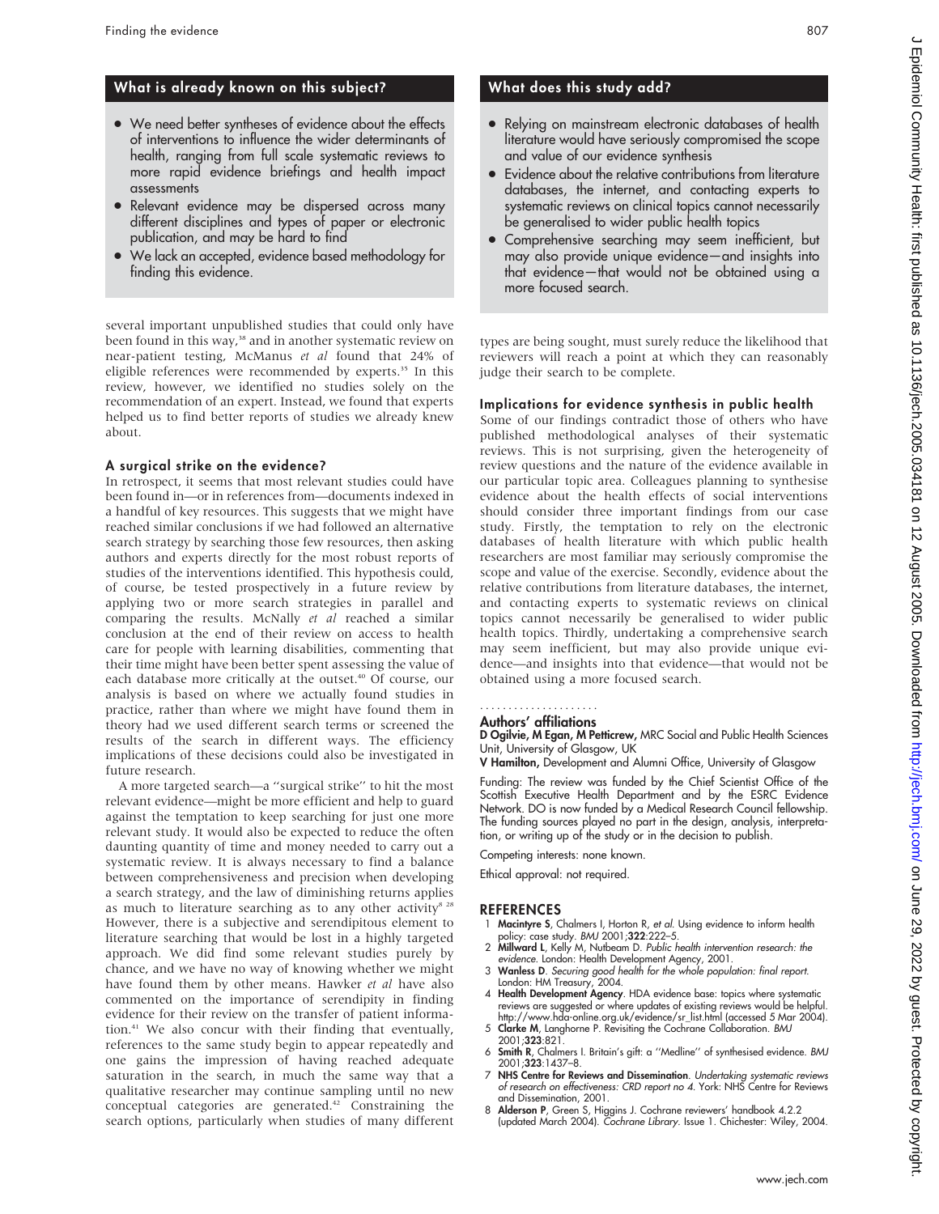## What is already known on this subject?

- We need better syntheses of evidence about the effects of interventions to influence the wider determinants of health, ranging from full scale systematic reviews to more rapid evidence briefings and health impact assessments
- Relevant evidence may be dispersed across many different disciplines and types of paper or electronic publication, and may be hard to find
- We lack an accepted, evidence based methodology for finding this evidence.

several important unpublished studies that could only have been found in this way,[38] and in another systematic review on near-patient testing, McManus *et al* found that 24% of eligible references were recommended by experts.[35] In this review, however, we identified no studies solely on the recommendation of an expert. Instead, we found that experts helped us to find better reports of studies we already knew about.

### A surgical strike on the evidence?

In retrospect, it seems that most relevant studies could have been found in—or in references from—documents indexed in a handful of key resources. This suggests that we might have reached similar conclusions if we had followed an alternative search strategy by searching those few resources, then asking authors and experts directly for the most robust reports of studies of the interventions identified. This hypothesis could, of course, be tested prospectively in a future review by applying two or more search strategies in parallel and comparing the results. McNally *et al* reached a similar conclusion at the end of their review on access to health care for people with learning disabilities, commenting that their time might have been better spent assessing the value of each database more critically at the outset.[40] Of course, our analysis is based on where we actually found studies in practice, rather than where we might have found them in theory had we used different search terms or screened the results of the search in different ways. The efficiency implications of these decisions could also be investigated in future research.

A more targeted search—a "surgical strike" to hit the most relevant evidence—might be more efficient and help to guard against the temptation to keep searching for just one more relevant study. It would also be expected to reduce the often daunting quantity of time and money needed to carry out a systematic review. It is always necessary to find a balance between comprehensiveness and precision when developing a search strategy, and the law of diminishing returns applies as much to literature searching as to any other activity[8 28] However, there is a subjective and serendipitous element to literature searching that would be lost in a highly targeted approach. We did find some relevant studies purely by chance, and we have no way of knowing whether we might have found them by other means. Hawker *et al* have also commented on the importance of serendipity in finding evidence for their review on the transfer of patient information.[41] We also concur with their finding that eventually, references to the same study begin to appear repeatedly and one gains the impression of having reached adequate saturation in the search, in much the same way that a qualitative researcher may continue sampling until no new conceptual categories are generated.[42] Constraining the search options, particularly when studies of many different types are being sought, must surely reduce the likelihood that reviewers will reach a point at which they can reasonably judge their search to be complete.

## What does this study add?

- Relying on mainstream electronic databases of health literature would have seriously compromised the scope and value of our evidence synthesis
- Evidence about the relative contributions from literature databases, the internet, and contacting experts to systematic reviews on clinical topics cannot necessarily be generalised to wider public health topics
- Comprehensive searching may seem inefficient, but may also provide unique evidence—and insights into that evidence—that would not be obtained using a more focused search.

### Implications for evidence synthesis in public health

Some of our findings contradict those of others who have published methodological analyses of their systematic reviews. This is not surprising, given the heterogeneity of review questions and the nature of the evidence available in our particular topic area. Colleagues planning to synthesise evidence about the health effects of social interventions should consider three important findings from our case study. Firstly, the temptation to rely on the electronic databases of health literature with which public health researchers are most familiar may seriously compromise the scope and value of the exercise. Secondly, evidence about the relative contributions from literature databases, the internet, and contacting experts to systematic reviews on clinical topics cannot necessarily be generalised to wider public health topics. Thirdly, undertaking a comprehensive search may seem inefficient, but may also provide unique evidence—and insights into that evidence—that would not be obtained using a more focused search.

### Authors' affiliations

**D Ogilvie, M Egan, M Petticrew,** MRC Social and Public Health Sciences Unit, University of Glasgow, UK

**V Hamilton,** Development and Alumni Office, University of Glasgow

Funding: The review was funded by the Chief Scientist Office of the Scottish Executive Health Department and by the ESRC Evidence Network. DO is now funded by a Medical Research Council fellowship. The funding sources played no part in the design, analysis, interpretation, or writing up of the study or in the decision to publish.

Competing interests: none known.

Ethical approval: not required.

## REFERENCES

1. **Macintyre S**, Chalmers I, Horton R, *et al*. Using evidence to inform health policy: case study. *BMJ* 2001;**322**:222–5.
2. **Millward L**, Kelly M, Nutbeam D. *Public health intervention research: the evidence*. London: Health Development Agency, 2001.
3. **Wanless D**. *Securing good health for the whole population: final report*. London: HM Treasury, 2004.
4. **Health Development Agency**. HDA evidence base: topics where systematic reviews are suggested or where updates of existing reviews would be helpful. http://www.hda-online.org.uk/evidence/sr_list.html (accessed 5 Mar 2004).
5. **Clarke M**, Langhorne P. Revisiting the Cochrane Collaboration. *BMJ* 2001;**323**:821.
6. **Smith R**, Chalmers I. Britain's gift: a "Medline" of synthesised evidence. *BMJ* 2001;**323**:1437–8.
7. **NHS Centre for Reviews and Dissemination**. *Undertaking systematic reviews of research on effectiveness: CRD report no 4*. York: NHS Centre for Reviews and Dissemination, 2001.
8. **Alderson P**, Green S, Higgins J. Cochrane reviewers' handbook 4.2.2 (updated March 2004). *Cochrane Library*. Issue 1. Chichester: Wiley, 2004.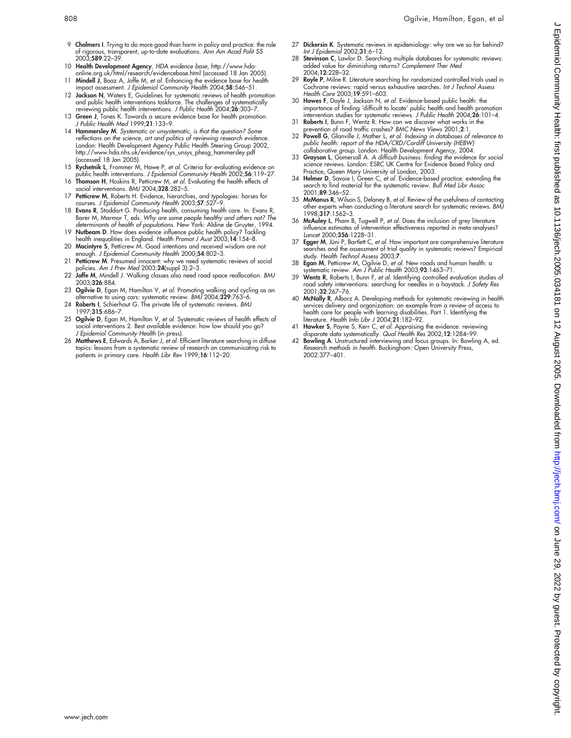9 **Chalmers I**. Trying to do more good than harm in policy and practice: the role of rigorous, transparent, up-to-date evaluations. *Ann Am Acad Polit SS* 2003;**589**:22–39.

10 **Health Development Agency**. *HDA evidence base*, http://www.hda-online.org.uk/html/research/evidencebase.html (accessed 18 Jan 2005).

11 **Mindell J**, Boaz A, Joffe M, *et al*. Enhancing the evidence base for health impact assessment. *J Epidemiol Community Health* 2004;**58**:546–51.

12 **Jackson N**, Waters E, Guidelines for systematic reviews of health promotion and public health interventions taskforce. The challenges of systematically reviewing public health interventions. *J Public Health* 2004;**26**:303–7.

13 **Green J**, Tones K. Towards a secure evidence base for health promotion. *J Public Health Med* 1999;**21**:133–9.

14 **Hammersley M**. *Systematic or unsystematic, is that the question? Some reflections on the science, art and politics of reviewing research evidence*. London: Health Development Agency Public Health Steering Group 2002, http://www.hda.nhs.uk/evidence/sys_unsys_phesg_hammersley.pdf (accessed 18 Jan 2005).

15 **Rychetnik L**, Frommer M, Hawe P, *et al*. Criteria for evaluating evidence on public health interventions. *J Epidemiol Community Health* 2002;**56**:119–27.

16 **Thomson H**, Hoskins R, Petticrew M, *et al*. Evaluating the health effects of social interventions. *BMJ* 2004;**328**:282–5.

17 **Petticrew M**, Roberts H. Evidence, hierarchies, and typologies: horses for courses. *J Epidemiol Community Health* 2003;**57**:527–9.

18 **Evans R**, Stoddart G. Producing health, consuming health care. In: Evans R, Barer M, Marmor T, eds. *Why are some people healthy and others not? The determinants of health of populations*. New York: Aldine de Gruyter, 1994.

19 **Nutbeam D**. How does evidence influence public health policy? Tackling health inequalities in England. *Health Promot J Aust* 2003;**14**:154–8.

20 **Macintyre S**, Petticrew M. Good intentions and received wisdom are not enough. *J Epidemiol Community Health* 2000;**54**:802–3.

21 **Petticrew M**. Presumed innocent: why we need systematic reviews of social policies. *Am J Prev Med* 2003;**24**(suppl 3):2–3.

22 **Joffe M**, Mindell J. Walking classes also need road space reallocation. *BMJ* 2003;**326**:884.

23 **Ogilvie D**, Egan M, Hamilton V, *et al*. Promoting walking and cycling as an alternative to using cars: systematic review. *BMJ* 2004;**329**:763–6.

24 **Roberts I**, Schierhout G. The private life of systematic reviews. *BMJ* 1997;**315**:686–7.

25 **Ogilvie D**, Egan M, Hamilton V, *et al*. Systematic reviews of health effects of social interventions 2. Best available evidence: how low should you go? *J Epidemiol Community Health* (in press).

26 **Matthews E**, Edwards A, Barker J, *et al*. Efficient literature searching in diffuse topics: lessons from a systematic review of research on communicating risk to patients in primary care. *Health Libr Rev* 1999;**16**:112–20.

27 **Dickersin K**. Systematic reviews in epidemiology: why are we so far behind? *Int J Epidemiol* 2002;**31**:6–12.

28 **Stevinson C**, Lawlor D. Searching multiple databases for systematic reviews: added value for diminishing returns? *Complement Ther Med* 2004;**12**:228–32.

29 **Royle P**, Milne R. Literature searching for randomized controlled trials used in Cochrane reviews: rapid versus exhaustive searches. *Int J Technol Assess Health Care* 2003;**19**:591–603.

30 **Howes F**, Doyle J, Jackson N, *et al*. Evidence-based public health: the importance of finding 'difficult to locate' public health and health promotion intervention studies for systematic reviews. *J Public Health* 2004;**26**:101–4.

31 **Roberts I**, Bunn F, Wentz R. How can we discover what works in the prevention of road traffic crashes? *BMC News Views* 2001;**2**:1.

32 **Powell G**, Glanville J, Mather L, *et al*. *Indexing in databases of relevance to public health: report of the HDA/CRD/Cardiff University (HEBW) collaborative group*. London: Health Development Agency, 2004.

33 **Grayson L**, Gomersall A. *A difficult business: finding the evidence for social science reviews*. London: ESRC UK Centre for Evidence Based Policy and Practice, Queen Mary University of London, 2003.

34 **Helmer D**, Savoie I, Green C, *et al*. Evidence-based practice: extending the search to find material for the systematic review. *Bull Med Libr Assoc* 2001;**89**:346–52.

35 **McManus R**, Wilson S, Delaney B, *et al*. Review of the usefulness of contacting other experts when conducting a literature search for systematic reviews. *BMJ* 1998;**317**:1562–3.

36 **McAuley L**, Pham B, Tugwell P, *et al*. Does the inclusion of grey literature influence estimates of intervention effectiveness reported in meta-analyses? *Lancet* 2000;**356**:1228–31.

37 **Egger M**, Jüni P, Bartlett C, *et al*. How important are comprehensive literature searches and the assessment of trial quality in systematic reviews? Empirical study. *Health Technol Assess* 2003;**7**.

38 **Egan M**, Petticrew M, Ogilvie D, *et al*. New roads and human health: a systematic review. *Am J Public Health* 2003;**93**:1463–71.

39 **Wentz R**, Roberts I, Bunn F, *et al*. Identifying controlled evaluation studies of road safety interventions: searching for needles in a haystack. *J Safety Res* 2001;**32**:267–76.

40 **McNally R**, Alborz A. Developing methods for systematic reviewing in health services delivery and organization: an example from a review of access to health care for people with learning disabilities. Part 1. Identifying the literature. *Health Info Libr J* 2004;**21**:182–92.

41 **Hawker S**, Payne S, Kerr C, *et al*. Appraising the evidence: reviewing disparate data systematically. *Qual Health Res* 2002;**12**:1284–99.

42 **Bowling A**. Unstructured interviewing and focus groups. In: Bowling A, ed. *Research methods in health*. Buckingham: Open University Press, 2002:377–401.